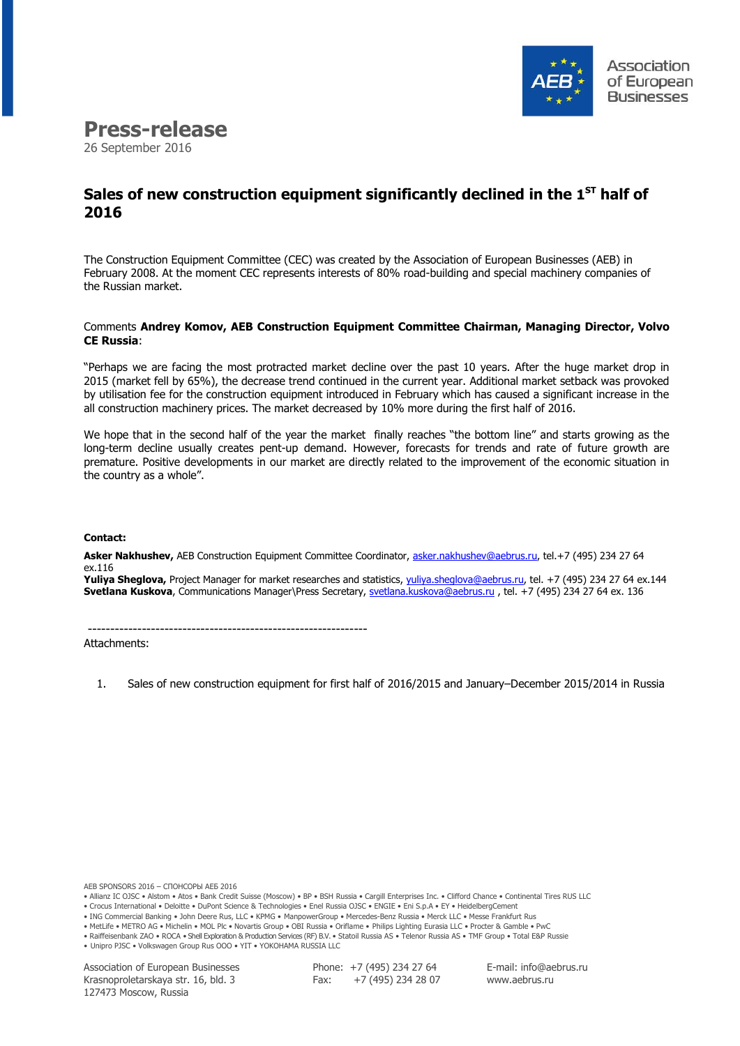Association of European Businesses

# Press-release

26 September 2016

## Sales of new construction equipment significantly declined in the 1$^{ST}$ half of 2016

The Construction Equipment Committee (CEC) was created by the Association of European Businesses (AEB) in February 2008. At the moment CEC represents interests of 80% road-building and special machinery companies of the Russian market.

Comments **Andrey Komov, AEB Construction Equipment Committee Chairman, Managing Director, Volvo CE Russia**:

"Perhaps we are facing the most protracted market decline over the past 10 years. After the huge market drop in 2015 (market fell by 65%), the decrease trend continued in the current year. Additional market setback was provoked by utilisation fee for the construction equipment introduced in February which has caused a significant increase in the all construction machinery prices. The market decreased by 10% more during the first half of 2016.

We hope that in the second half of the year the market finally reaches "the bottom line" and starts growing as the long-term decline usually creates pent-up demand. However, forecasts for trends and rate of future growth are premature. Positive developments in our market are directly related to the improvement of the economic situation in the country as a whole".

**Contact:**

**Asker Nakhushev,** AEB Construction Equipment Committee Coordinator, asker.nakhushev@aebrus.ru, tel.+7 (495) 234 27 64 ex.116
**Yuliya Sheglova,** Project Manager for market researches and statistics, yuliya.sheglova@aebrus.ru, tel. +7 (495) 234 27 64 ex.144
**Svetlana Kuskova**, Communications Manager\Press Secretary, svetlana.kuskova@aebrus.ru , tel. +7 (495) 234 27 64 ex. 136

--------------------------------------------------------------

Attachments:

1. Sales of new construction equipment for first half of 2016/2015 and January–December 2015/2014 in Russia

AEB SPONSORS 2016 – СПОНСОРЫ АЕБ 2016
• Allianz IC OJSC • Alstom • Atos • Bank Credit Suisse (Moscow) • BP • BSH Russia • Cargill Enterprises Inc. • Clifford Chance • Continental Tires RUS LLC
• Crocus International • Deloitte • DuPont Science & Technologies • Enel Russia OJSC • ENGIE • Eni S.p.A • EY • HeidelbergCement
• ING Commercial Banking • John Deere Rus, LLC • KPMG • ManpowerGroup • Mercedes-Benz Russia • Merck LLC • Messe Frankfurt Rus
• MetLife • METRO AG • Michelin • MOL Plc • Novartis Group • OBI Russia • Oriflame • Philips Lighting Eurasia LLC • Procter & Gamble • PwC
• Raiffeisenbank ZAO • ROCA • Shell Exploration & Production Services (RF) B.V. • Statoil Russia AS • Telenor Russia AS • TMF Group • Total E&P Russie
• Unipro PJSC • Volkswagen Group Rus OOO • YIT • YOKOHAMA RUSSIA LLC

Association of European Businesses
Krasnoproletarskaya str. 16, bld. 3
127473 Moscow, Russia

Phone: +7 (495) 234 27 64
Fax: +7 (495) 234 28 07

E-mail: info@aebrus.ru
www.aebrus.ru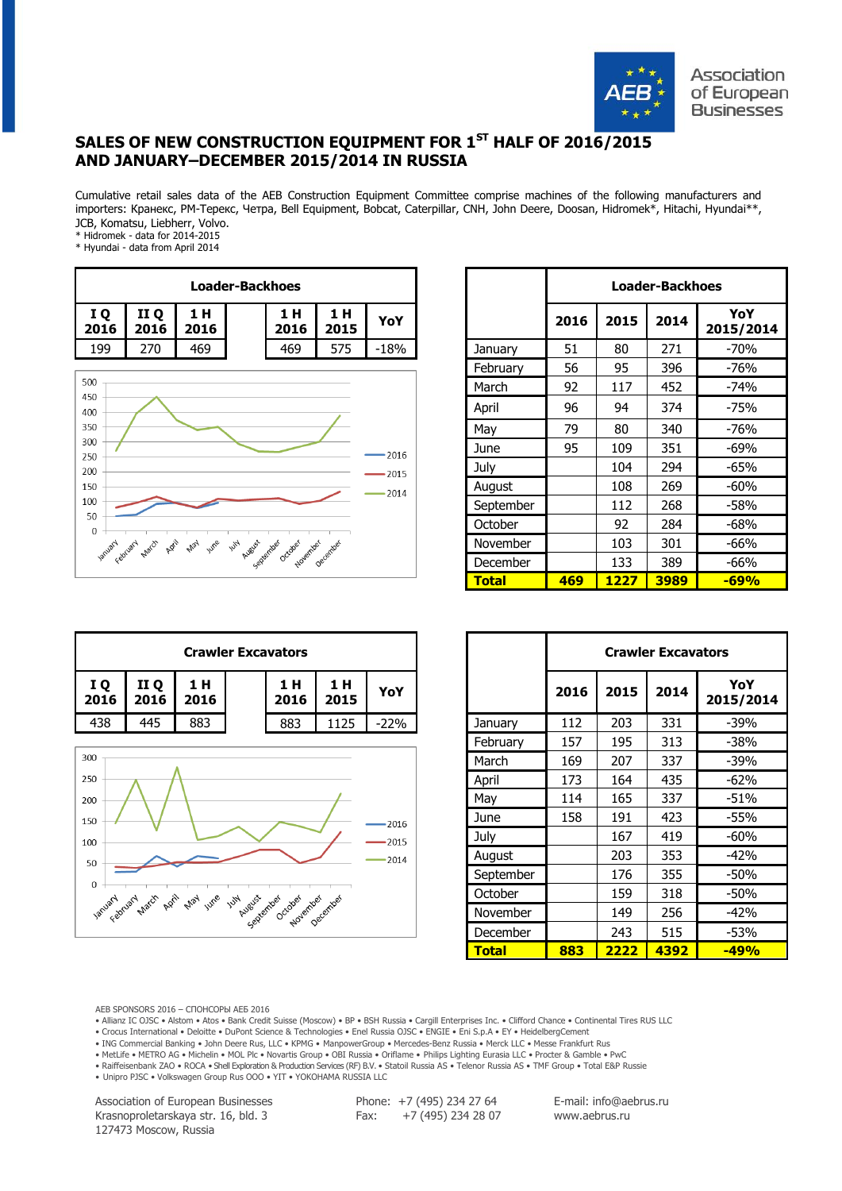Association of European Businesses

# SALES OF NEW CONSTRUCTION EQUIPMENT FOR 1ST HALF OF 2016/2015 AND JANUARY–DECEMBER 2015/2014 IN RUSSIA

Cumulative retail sales data of the AEB Construction Equipment Committee comprise machines of the following manufacturers and importers: Кранекс, PM-Терекс, Четра, Bell Equipment, Bobcat, Caterpillar, CNH, John Deere, Doosan, Hidromek*, Hitachi, Hyundai**, JCB, Komatsu, Liebherr, Volvo.
* Hidromek - data for 2014-2015
* Hyundai - data from April 2014

## Loader-Backhoes

| I Q 2016 | II Q 2016 | 1 H 2016 | | 1 H 2016 | 1 H 2015 | YoY |
|---|---|---|---|---|---|---|
| 199 | 270 | 469 | | 469 | 575 | -18% |

500
450
400
350
300
250
200
150
100
50
0
January February March April May June July August September October November December
2016
2015
2014

| | Loader-Backhoes | | | |
|---|---|---|---|---|
| | 2016 | 2015 | 2014 | YoY 2015/2014 |
| January | 51 | 80 | 271 | -70% |
| February | 56 | 95 | 396 | -76% |
| March | 92 | 117 | 452 | -74% |
| April | 96 | 94 | 374 | -75% |
| May | 79 | 80 | 340 | -76% |
| June | 95 | 109 | 351 | -69% |
| July | | 104 | 294 | -65% |
| August | | 108 | 269 | -60% |
| September | | 112 | 268 | -58% |
| October | | 92 | 284 | -68% |
| November | | 103 | 301 | -66% |
| December | | 133 | 389 | -66% |
| **Total** | **469** | **1227** | **3989** | **-69%** |

## Crawler Excavators

| I Q 2016 | II Q 2016 | 1 H 2016 | | 1 H 2016 | 1 H 2015 | YoY |
|---|---|---|---|---|---|---|
| 438 | 445 | 883 | | 883 | 1125 | -22% |

300
250
200
150
100
50
0
January February March April May June July August September October November December
2016
2015
2014

| | Crawler Excavators | | | |
|---|---|---|---|---|
| | 2016 | 2015 | 2014 | YoY 2015/2014 |
| January | 112 | 203 | 331 | -39% |
| February | 157 | 195 | 313 | -38% |
| March | 169 | 207 | 337 | -39% |
| April | 173 | 164 | 435 | -62% |
| May | 114 | 165 | 337 | -51% |
| June | 158 | 191 | 423 | -55% |
| July | | 167 | 419 | -60% |
| August | | 203 | 353 | -42% |
| September | | 176 | 355 | -50% |
| October | | 159 | 318 | -50% |
| November | | 149 | 256 | -42% |
| December | | 243 | 515 | -53% |
| **Total** | **883** | **2222** | **4392** | **-49%** |

AEB SPONSORS 2016 – СПОНСОРЫ АЕБ 2016
• Allianz IC OJSC • Alstom • Atos • Bank Credit Suisse (Moscow) • BP • BSH Russia • Cargill Enterprises Inc. • Clifford Chance • Continental Tires RUS LLC
• Crocus International • Deloitte • DuPont Science & Technologies • Enel Russia OJSC • ENGIE • Eni S.p.A • EY • HeidelbergCement
• ING Commercial Banking • John Deere Rus, LLC • KPMG • ManpowerGroup • Mercedes-Benz Russia • Merck LLC • Messe Frankfurt Rus
• MetLife • METRO AG • Michelin • MOL Plc • Novartis Group • OBI Russia • Oriflame • Philips Lighting Eurasia LLC • Procter & Gamble • PwC
• Raiffeisenbank ZAO • ROCA • Shell Exploration & Production Services (RF) B.V. • Statoil Russia AS • Telenor Russia AS • TMF Group • Total E&P Russie
• Unipro PJSC • Volkswagen Group Rus OOO • YIT • YOKOHAMA RUSSIA LLC

Association of European Businesses
Krasnoproletarskaya str. 16, bld. 3
127473 Moscow, Russia

Phone: +7 (495) 234 27 64
Fax: +7 (495) 234 28 07

E-mail: info@aebrus.ru
www.aebrus.ru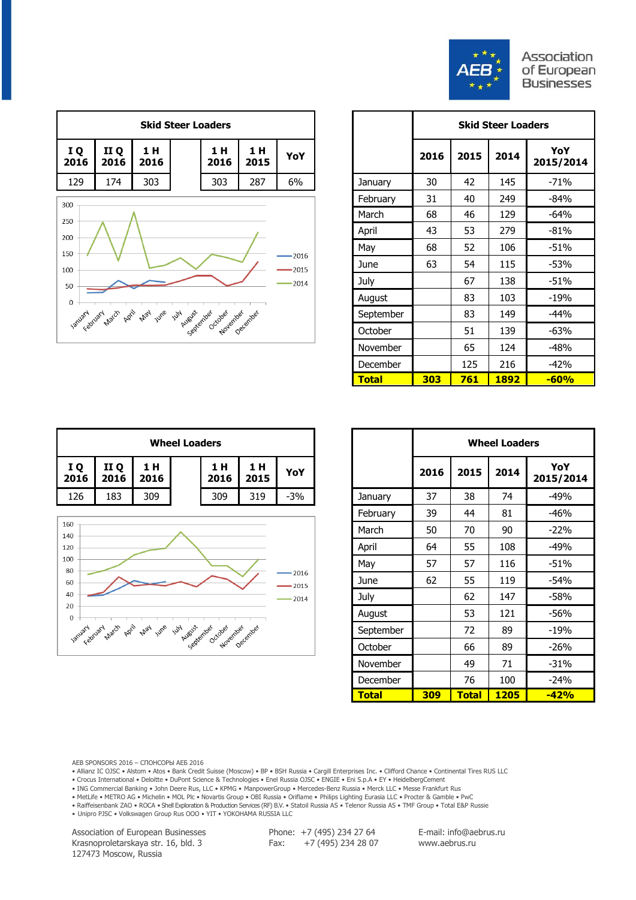Association of European Businesses

| Skid Steer Loaders | | | | | | |
|---|---|---|---|---|---|---|
| I Q 2016 | II Q 2016 | 1 H 2016 | | 1 H 2016 | 1 H 2015 | YoY |
| 129 | 174 | 303 | | 303 | 287 | 6% |

300
250
200
150
100
50
0
January February March April May June July August September October November December
2016
2015
2014

| | Skid Steer Loaders | | | |
|---|---|---|---|---|
| | 2016 | 2015 | 2014 | YoY 2015/2014 |
| January | 30 | 42 | 145 | -71% |
| February | 31 | 40 | 249 | -84% |
| March | 68 | 46 | 129 | -64% |
| April | 43 | 53 | 279 | -81% |
| May | 68 | 52 | 106 | -51% |
| June | 63 | 54 | 115 | -53% |
| July | | 67 | 138 | -51% |
| August | | 83 | 103 | -19% |
| September | | 83 | 149 | -44% |
| October | | 51 | 139 | -63% |
| November | | 65 | 124 | -48% |
| December | | 125 | 216 | -42% |
| **Total** | **303** | **761** | **1892** | **-60%** |

| Wheel Loaders | | | | | | |
|---|---|---|---|---|---|---|
| I Q 2016 | II Q 2016 | 1 H 2016 | | 1 H 2016 | 1 H 2015 | YoY |
| 126 | 183 | 309 | | 309 | 319 | -3% |

160
140
120
100
80
60
40
20
0
January February March April May June July August September October November December
2016
2015
2014

| | Wheel Loaders | | | |
|---|---|---|---|---|
| | 2016 | 2015 | 2014 | YoY 2015/2014 |
| January | 37 | 38 | 74 | -49% |
| February | 39 | 44 | 81 | -46% |
| March | 50 | 70 | 90 | -22% |
| April | 64 | 55 | 108 | -49% |
| May | 57 | 57 | 116 | -51% |
| June | 62 | 55 | 119 | -54% |
| July | | 62 | 147 | -58% |
| August | | 53 | 121 | -56% |
| September | | 72 | 89 | -19% |
| October | | 66 | 89 | -26% |
| November | | 49 | 71 | -31% |
| December | | 76 | 100 | -24% |
| **Total** | **309** | **Total** | **1205** | **-42%** |

AEB SPONSORS 2016 – СПОНСОРЫ АЕБ 2016
• Allianz IC OJSC • Alstom • Atos • Bank Credit Suisse (Moscow) • BP • BSH Russia • Cargill Enterprises Inc. • Clifford Chance • Continental Tires RUS LLC
• Crocus International • Deloitte • DuPont Science & Technologies • Enel Russia OJSC • ENGIE • Eni S.p.A • EY • HeidelbergCement
• ING Commercial Banking • John Deere Rus, LLC • KPMG • ManpowerGroup • Mercedes-Benz Russia • Merck LLC • Messe Frankfurt Rus
• MetLife • METRO AG • Michelin • MOL Plc • Novartis Group • OBI Russia • Oriflame • Philips Lighting Eurasia LLC • Procter & Gamble • PwC
• Raiffeisenbank ZAO • ROCA • Shell Exploration & Production Services (RF) B.V. • Statoil Russia AS • Telenor Russia AS • TMF Group • Total E&P Russie
• Unipro PJSC • Volkswagen Group Rus OOO • YIT • YOKOHAMA RUSSIA LLC

Association of European Businesses
Krasnoproletarskaya str. 16, bld. 3
127473 Moscow, Russia

Phone: +7 (495) 234 27 64
Fax: +7 (495) 234 28 07

E-mail: info@aebrus.ru
www.aebrus.ru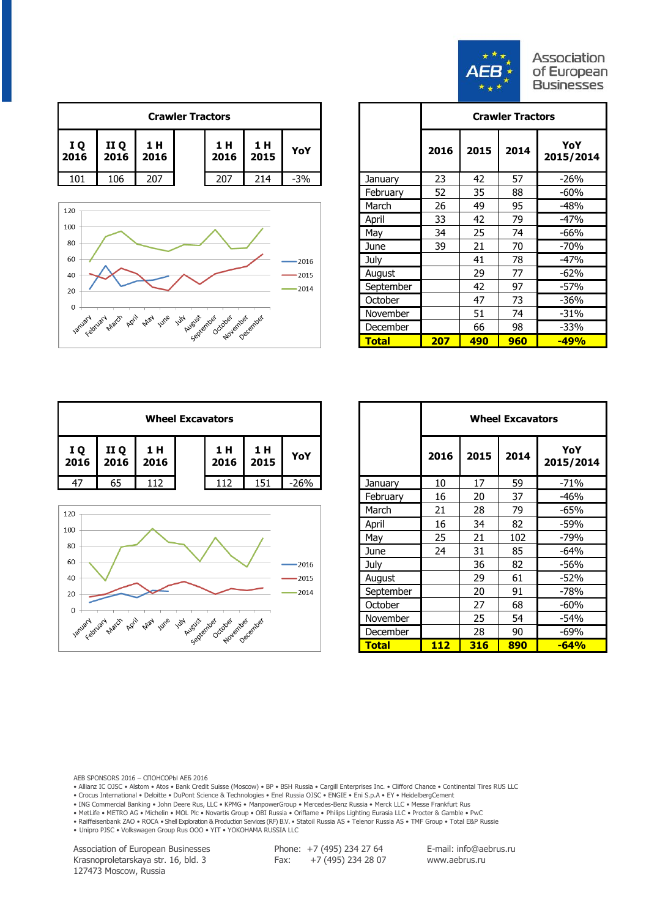| Crawler Tractors | | | | | |
|---|---|---|---|---|---|
| I Q 2016 | II Q 2016 | 1 H 2016 | 1 H 2016 | 1 H 2015 | YoY |
| 101 | 106 | 207 | 207 | 214 | -3% |

120
100
80
60
40
20
0
January February March April May June July August September October November December
2016
2015
2014

| | Crawler Tractors | | | |
|---|---|---|---|---|
| | 2016 | 2015 | 2014 | YoY 2015/2014 |
| January | 23 | 42 | 57 | -26% |
| February | 52 | 35 | 88 | -60% |
| March | 26 | 49 | 95 | -48% |
| April | 33 | 42 | 79 | -47% |
| May | 34 | 25 | 74 | -66% |
| June | 39 | 21 | 70 | -70% |
| July | | 41 | 78 | -47% |
| August | | 29 | 77 | -62% |
| September | | 42 | 97 | -57% |
| October | | 47 | 73 | -36% |
| November | | 51 | 74 | -31% |
| December | | 66 | 98 | -33% |
| **Total** | **207** | **490** | **960** | **-49%** |

| Wheel Excavators | | | | | |
|---|---|---|---|---|---|
| I Q 2016 | II Q 2016 | 1 H 2016 | 1 H 2016 | 1 H 2015 | YoY |
| 47 | 65 | 112 | 112 | 151 | -26% |

120
100
80
60
40
20
0
January February March April May June July August September October November December
2016
2015
2014

| | Wheel Excavators | | | |
|---|---|---|---|---|
| | 2016 | 2015 | 2014 | YoY 2015/2014 |
| January | 10 | 17 | 59 | -71% |
| February | 16 | 20 | 37 | -46% |
| March | 21 | 28 | 79 | -65% |
| April | 16 | 34 | 82 | -59% |
| May | 25 | 21 | 102 | -79% |
| June | 24 | 31 | 85 | -64% |
| July | | 36 | 82 | -56% |
| August | | 29 | 61 | -52% |
| September | | 20 | 91 | -78% |
| October | | 27 | 68 | -60% |
| November | | 25 | 54 | -54% |
| December | | 28 | 90 | -69% |
| **Total** | **112** | **316** | **890** | **-64%** |

AEB SPONSORS 2016 – СПОНСОРЫ АЕБ 2016
• Allianz IC OJSC • Alstom • Atos • Bank Credit Suisse (Moscow) • BP • BSH Russia • Cargill Enterprises Inc. • Clifford Chance • Continental Tires RUS LLC
• Crocus International • Deloitte • DuPont Science & Technologies • Enel Russia OJSC • ENGIE • Eni S.p.A • EY • HeidelbergCement
• ING Commercial Banking • John Deere Rus, LLC • KPMG • ManpowerGroup • Mercedes-Benz Russia • Merck LLC • Messe Frankfurt Rus
• MetLife • METRO AG • Michelin • MOL Plc • Novartis Group • OBI Russia • Oriflame • Philips Lighting Eurasia LLC • Procter & Gamble • PwC
• Raiffeisenbank ZAO • ROCA • Shell Exploration & Production Services (RF) B.V. • Statoil Russia AS • Telenor Russia AS • TMF Group • Total E&P Russie
• Unipro PJSC • Volkswagen Group Rus OOO • YIT • YOKOHAMA RUSSIA LLC

Association of European Businesses
Krasnoproletarskaya str. 16, bld. 3
127473 Moscow, Russia

Phone: +7 (495) 234 27 64
Fax: +7 (495) 234 28 07

E-mail: info@aebrus.ru
www.aebrus.ru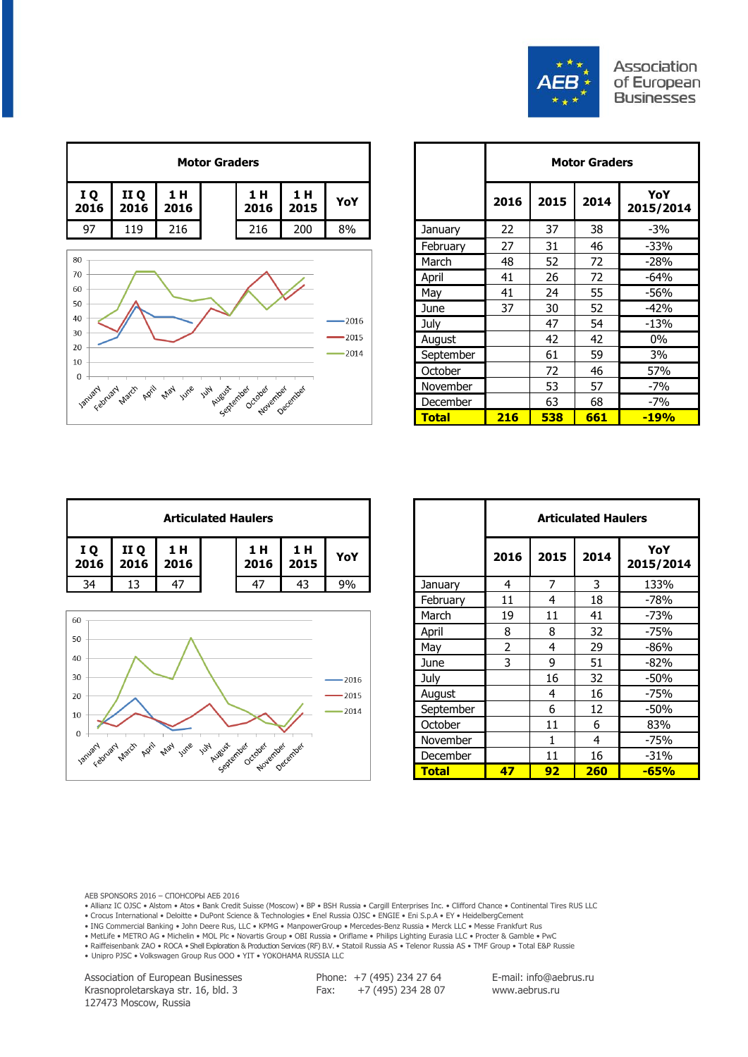**Motor Graders**

| I Q 2016 | II Q 2016 | 1 H 2016 | | 1 H 2016 | 1 H 2015 | YoY |
|---|---|---|---|---|---|---|
| 97 | 119 | 216 | | 216 | 200 | 8% |

80
70
60
50
40
30
20
10
0

January February March April May June July August September October November December

2016
2015
2014

| | Motor Graders | | | |
|---|---|---|---|---|
| | 2016 | 2015 | 2014 | YoY 2015/2014 |
| January | 22 | 37 | 38 | -3% |
| February | 27 | 31 | 46 | -33% |
| March | 48 | 52 | 72 | -28% |
| April | 41 | 26 | 72 | -64% |
| May | 41 | 24 | 55 | -56% |
| June | 37 | 30 | 52 | -42% |
| July | | 47 | 54 | -13% |
| August | | 42 | 42 | 0% |
| September | | 61 | 59 | 3% |
| October | | 72 | 46 | 57% |
| November | | 53 | 57 | -7% |
| December | | 63 | 68 | -7% |
| **Total** | **216** | **538** | **661** | **-19%** |

**Articulated Haulers**

| I Q 2016 | II Q 2016 | 1 H 2016 | | 1 H 2016 | 1 H 2015 | YoY |
|---|---|---|---|---|---|---|
| 34 | 13 | 47 | | 47 | 43 | 9% |

60
50
40
30
20
10
0

January February March April May June July August September October November December

2016
2015
2014

| | Articulated Haulers | | | |
|---|---|---|---|---|
| | 2016 | 2015 | 2014 | YoY 2015/2014 |
| January | 4 | 7 | 3 | 133% |
| February | 11 | 4 | 18 | -78% |
| March | 19 | 11 | 41 | -73% |
| April | 8 | 8 | 32 | -75% |
| May | 2 | 4 | 29 | -86% |
| June | 3 | 9 | 51 | -82% |
| July | | 16 | 32 | -50% |
| August | | 4 | 16 | -75% |
| September | | 6 | 12 | -50% |
| October | | 11 | 6 | 83% |
| November | | 1 | 4 | -75% |
| December | | 11 | 16 | -31% |
| **Total** | **47** | **92** | **260** | **-65%** |

AEB SPONSORS 2016 – СПОНСОРЫ АЕБ 2016
• Allianz IC OJSC • Alstom • Atos • Bank Credit Suisse (Moscow) • BP • BSH Russia • Cargill Enterprises Inc. • Clifford Chance • Continental Tires RUS LLC
• Crocus International • Deloitte • DuPont Science & Technologies • Enel Russia OJSC • ENGIE • Eni S.p.A • EY • HeidelbergCement
• ING Commercial Banking • John Deere Rus, LLC • KPMG • ManpowerGroup • Mercedes-Benz Russia • Merck LLC • Messe Frankfurt Rus
• MetLife • METRO AG • Michelin • MOL Plc • Novartis Group • OBI Russia • Oriflame • Philips Lighting Eurasia LLC • Procter & Gamble • PwC
• Raiffeisenbank ZAO • ROCA • Shell Exploration & Production Services (RF) B.V. • Statoil Russia AS • Telenor Russia AS • TMF Group • Total E&P Russie
• Unipro PJSC • Volkswagen Group Rus OOO • YIT • YOKOHAMA RUSSIA LLC

Association of European Businesses
Krasnoproletarskaya str. 16, bld. 3
127473 Moscow, Russia

Phone: +7 (495) 234 27 64
Fax: +7 (495) 234 28 07

E-mail: info@aebrus.ru
www.aebrus.ru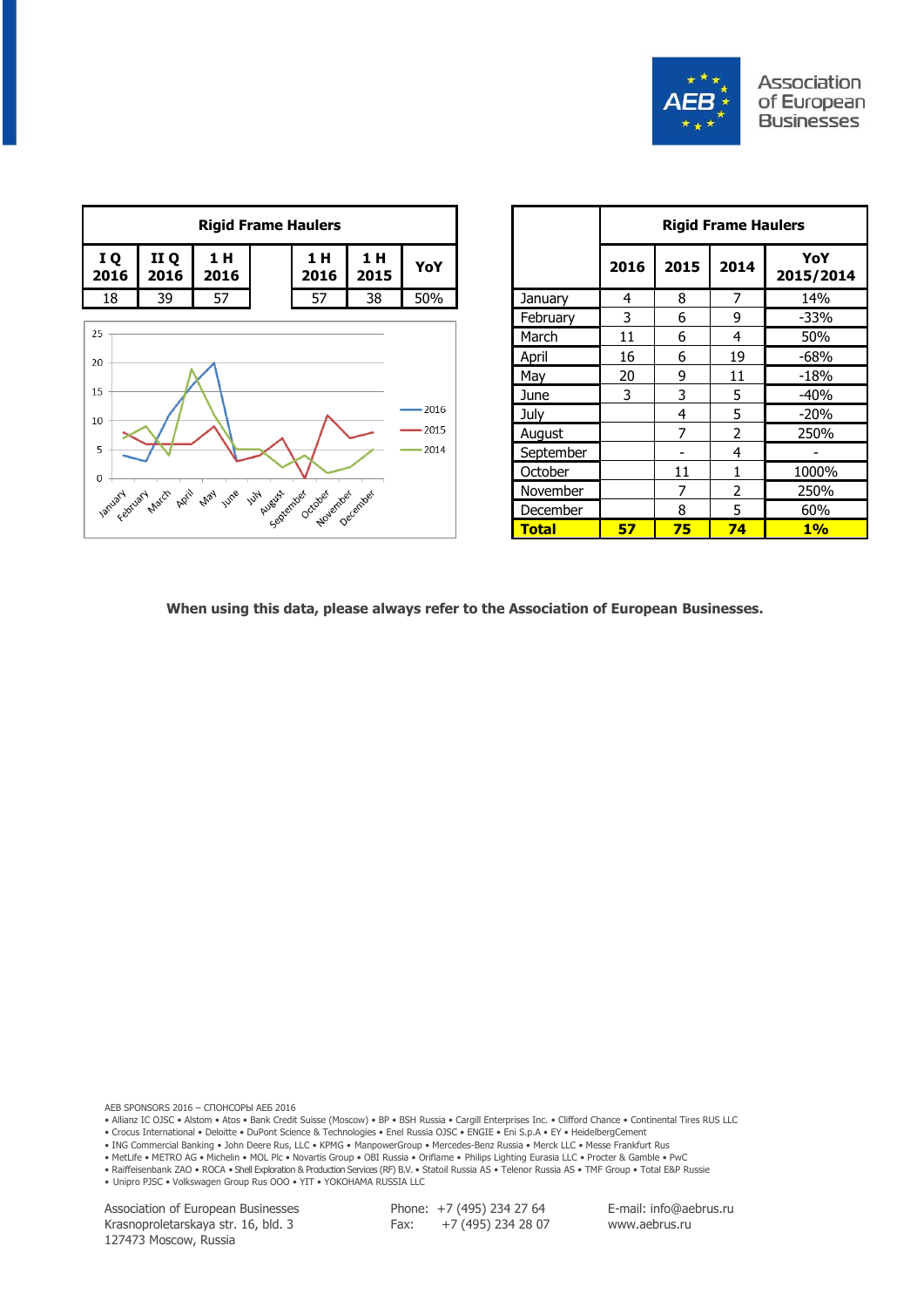| Rigid Frame Haulers | | | | | | |
|---|---|---|---|---|---|---|
| I Q 2016 | II Q 2016 | 1 H 2016 | | 1 H 2016 | 1 H 2015 | YoY |
| 18 | 39 | 57 | | 57 | 38 | 50% |

25
20
15
10
5
0
January February March April May June July August September October November December
2016
2015
2014

| | Rigid Frame Haulers | | | |
|---|---|---|---|---|
| | 2016 | 2015 | 2014 | YoY 2015/2014 |
| January | 4 | 8 | 7 | 14% |
| February | 3 | 6 | 9 | -33% |
| March | 11 | 6 | 4 | 50% |
| April | 16 | 6 | 19 | -68% |
| May | 20 | 9 | 11 | -18% |
| June | 3 | 3 | 5 | -40% |
| July | | 4 | 5 | -20% |
| August | | 7 | 2 | 250% |
| September | | - | 4 | - |
| October | | 11 | 1 | 1000% |
| November | | 7 | 2 | 250% |
| December | | 8 | 5 | 60% |
| **Total** | **57** | **75** | **74** | **1%** |

**When using this data, please always refer to the Association of European Businesses.**

AEB SPONSORS 2016 – СПОНСОРЫ АЕБ 2016
• Allianz IC OJSC • Alstom • Atos • Bank Credit Suisse (Moscow) • BP • BSH Russia • Cargill Enterprises Inc. • Clifford Chance • Continental Tires RUS LLC
• Crocus International • Deloitte • DuPont Science & Technologies • Enel Russia OJSC • ENGIE • Eni S.p.A • EY • HeidelbergCement
• ING Commercial Banking • John Deere Rus, LLC • KPMG • ManpowerGroup • Mercedes-Benz Russia • Merck LLC • Messe Frankfurt Rus
• MetLife • METRO AG • Michelin • MOL Plc • Novartis Group • OBI Russia • Oriflame • Philips Lighting Eurasia LLC • Procter & Gamble • PwC
• Raiffeisenbank ZAO • ROCA • Shell Exploration & Production Services (RF) B.V. • Statoil Russia AS • Telenor Russia AS • TMF Group • Total E&P Russie
• Unipro PJSC • Volkswagen Group Rus OOO • YIT • YOKOHAMA RUSSIA LLC

Association of European Businesses
Krasnoproletarskaya str. 16, bld. 3
127473 Moscow, Russia

Phone: +7 (495) 234 27 64
Fax: +7 (495) 234 28 07

E-mail: info@aebrus.ru
www.aebrus.ru